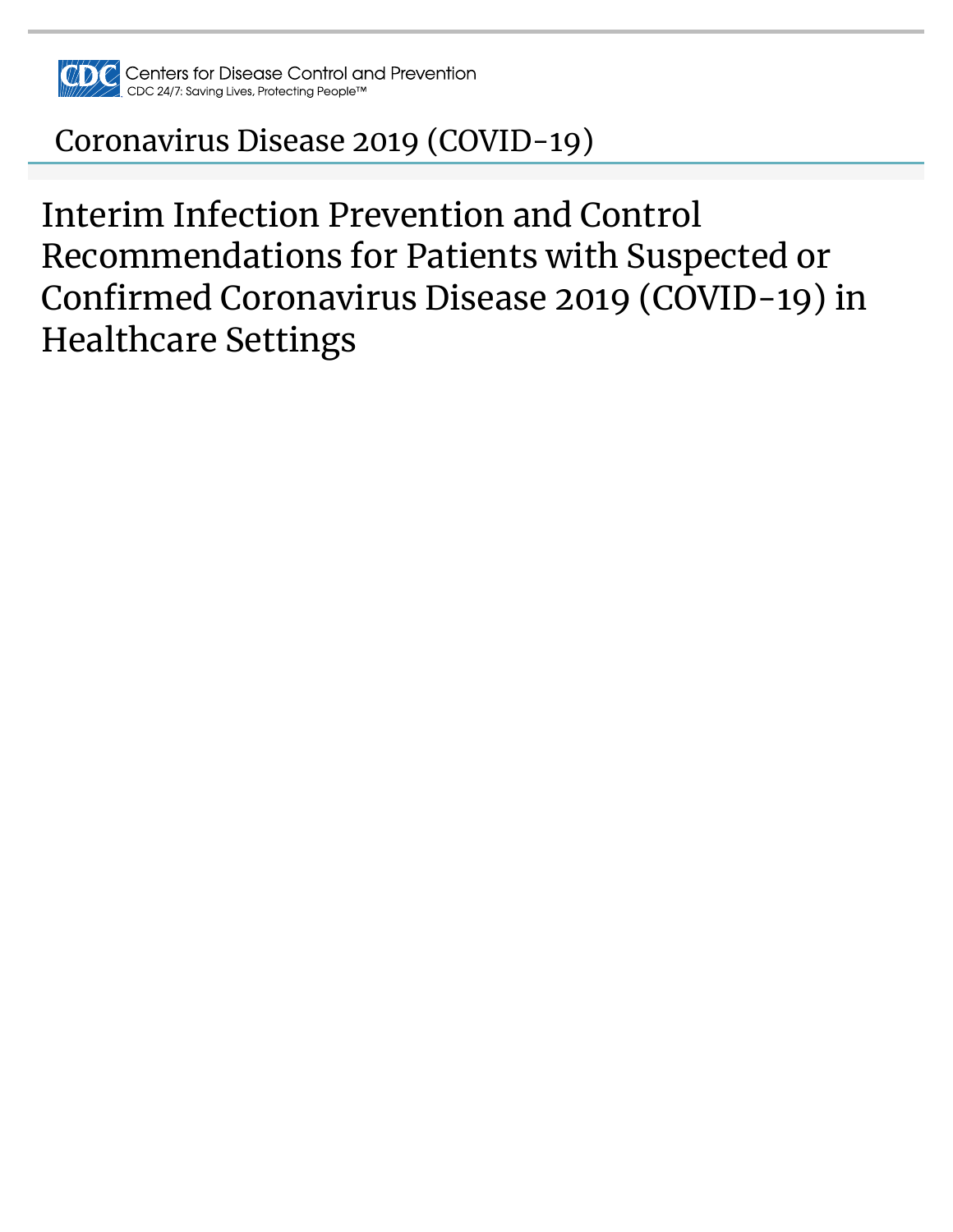Centers for Disease Control and Prevention
CDC 24/7: Saving Lives, Protecting People™

Coronavirus Disease 2019 (COVID-19)

# Interim Infection Prevention and Control Recommendations for Patients with Suspected or Confirmed Coronavirus Disease 2019 (COVID-19) in Healthcare Settings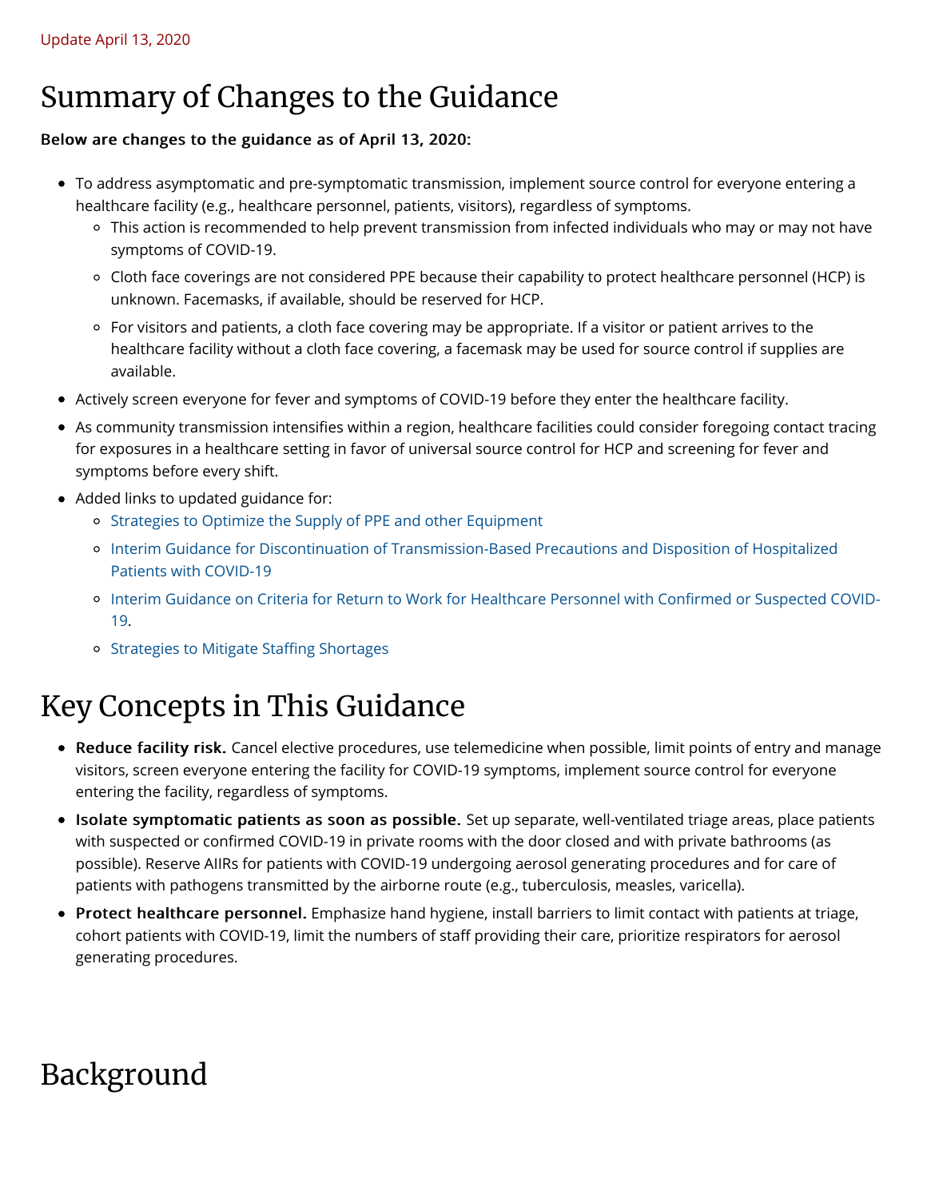Update April 13, 2020

## Summary of Changes to the Guidance

**Below are changes to the guidance as of April 13, 2020:**

- To address asymptomatic and pre-symptomatic transmission, implement source control for everyone entering a healthcare facility (e.g., healthcare personnel, patients, visitors), regardless of symptoms.
  - This action is recommended to help prevent transmission from infected individuals who may or may not have symptoms of COVID-19.
  - Cloth face coverings are not considered PPE because their capability to protect healthcare personnel (HCP) is unknown. Facemasks, if available, should be reserved for HCP.
  - For visitors and patients, a cloth face covering may be appropriate. If a visitor or patient arrives to the healthcare facility without a cloth face covering, a facemask may be used for source control if supplies are available.
- Actively screen everyone for fever and symptoms of COVID-19 before they enter the healthcare facility.
- As community transmission intensifies within a region, healthcare facilities could consider foregoing contact tracing for exposures in a healthcare setting in favor of universal source control for HCP and screening for fever and symptoms before every shift.
- Added links to updated guidance for:
  - Strategies to Optimize the Supply of PPE and other Equipment
  - Interim Guidance for Discontinuation of Transmission-Based Precautions and Disposition of Hospitalized Patients with COVID-19
  - Interim Guidance on Criteria for Return to Work for Healthcare Personnel with Confirmed or Suspected COVID-19.
  - Strategies to Mitigate Staffing Shortages

## Key Concepts in This Guidance

- **Reduce facility risk.** Cancel elective procedures, use telemedicine when possible, limit points of entry and manage visitors, screen everyone entering the facility for COVID-19 symptoms, implement source control for everyone entering the facility, regardless of symptoms.
- **Isolate symptomatic patients as soon as possible.** Set up separate, well-ventilated triage areas, place patients with suspected or confirmed COVID-19 in private rooms with the door closed and with private bathrooms (as possible). Reserve AIIRs for patients with COVID-19 undergoing aerosol generating procedures and for care of patients with pathogens transmitted by the airborne route (e.g., tuberculosis, measles, varicella).
- **Protect healthcare personnel.** Emphasize hand hygiene, install barriers to limit contact with patients at triage, cohort patients with COVID-19, limit the numbers of staff providing their care, prioritize respirators for aerosol generating procedures.

## Background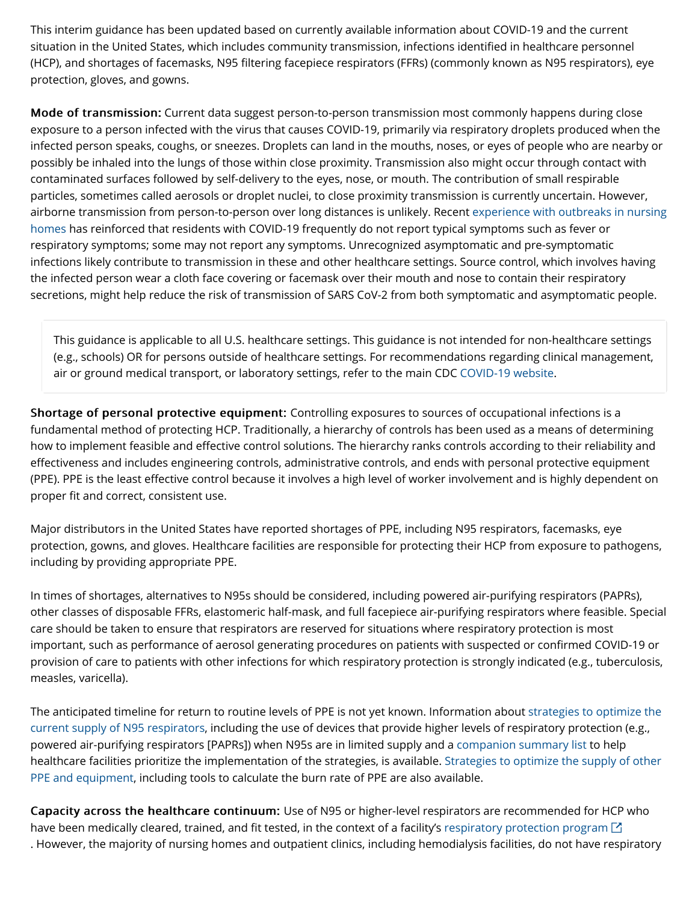This interim guidance has been updated based on currently available information about COVID-19 and the current situation in the United States, which includes community transmission, infections identified in healthcare personnel (HCP), and shortages of facemasks, N95 filtering facepiece respirators (FFRs) (commonly known as N95 respirators), eye protection, gloves, and gowns.

**Mode of transmission:** Current data suggest person-to-person transmission most commonly happens during close exposure to a person infected with the virus that causes COVID-19, primarily via respiratory droplets produced when the infected person speaks, coughs, or sneezes. Droplets can land in the mouths, noses, or eyes of people who are nearby or possibly be inhaled into the lungs of those within close proximity. Transmission also might occur through contact with contaminated surfaces followed by self-delivery to the eyes, nose, or mouth. The contribution of small respirable particles, sometimes called aerosols or droplet nuclei, to close proximity transmission is currently uncertain. However, airborne transmission from person-to-person over long distances is unlikely. Recent experience with outbreaks in nursing homes has reinforced that residents with COVID-19 frequently do not report typical symptoms such as fever or respiratory symptoms; some may not report any symptoms. Unrecognized asymptomatic and pre-symptomatic infections likely contribute to transmission in these and other healthcare settings. Source control, which involves having the infected person wear a cloth face covering or facemask over their mouth and nose to contain their respiratory secretions, might help reduce the risk of transmission of SARS CoV-2 from both symptomatic and asymptomatic people.

> This guidance is applicable to all U.S. healthcare settings. This guidance is not intended for non-healthcare settings (e.g., schools) OR for persons outside of healthcare settings. For recommendations regarding clinical management, air or ground medical transport, or laboratory settings, refer to the main CDC COVID-19 website.

**Shortage of personal protective equipment:** Controlling exposures to sources of occupational infections is a fundamental method of protecting HCP. Traditionally, a hierarchy of controls has been used as a means of determining how to implement feasible and effective control solutions. The hierarchy ranks controls according to their reliability and effectiveness and includes engineering controls, administrative controls, and ends with personal protective equipment (PPE). PPE is the least effective control because it involves a high level of worker involvement and is highly dependent on proper fit and correct, consistent use.

Major distributors in the United States have reported shortages of PPE, including N95 respirators, facemasks, eye protection, gowns, and gloves. Healthcare facilities are responsible for protecting their HCP from exposure to pathogens, including by providing appropriate PPE.

In times of shortages, alternatives to N95s should be considered, including powered air-purifying respirators (PAPRs), other classes of disposable FFRs, elastomeric half-mask, and full facepiece air-purifying respirators where feasible. Special care should be taken to ensure that respirators are reserved for situations where respiratory protection is most important, such as performance of aerosol generating procedures on patients with suspected or confirmed COVID-19 or provision of care to patients with other infections for which respiratory protection is strongly indicated (e.g., tuberculosis, measles, varicella).

The anticipated timeline for return to routine levels of PPE is not yet known. Information about strategies to optimize the current supply of N95 respirators, including the use of devices that provide higher levels of respiratory protection (e.g., powered air-purifying respirators [PAPRs]) when N95s are in limited supply and a companion summary list to help healthcare facilities prioritize the implementation of the strategies, is available. Strategies to optimize the supply of other PPE and equipment, including tools to calculate the burn rate of PPE are also available.

**Capacity across the healthcare continuum:** Use of N95 or higher-level respirators are recommended for HCP who have been medically cleared, trained, and fit tested, in the context of a facility's respiratory protection program . However, the majority of nursing homes and outpatient clinics, including hemodialysis facilities, do not have respiratory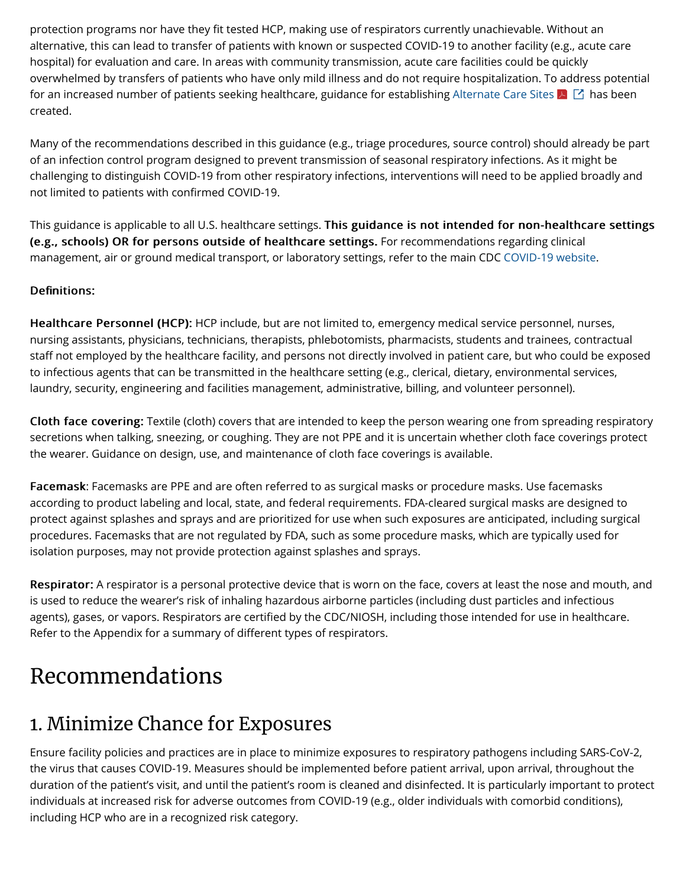protection programs nor have they fit tested HCP, making use of respirators currently unachievable. Without an alternative, this can lead to transfer of patients with known or suspected COVID-19 to another facility (e.g., acute care hospital) for evaluation and care. In areas with community transmission, acute care facilities could be quickly overwhelmed by transfers of patients who have only mild illness and do not require hospitalization. To address potential for an increased number of patients seeking healthcare, guidance for establishing Alternate Care Sites has been created.

Many of the recommendations described in this guidance (e.g., triage procedures, source control) should already be part of an infection control program designed to prevent transmission of seasonal respiratory infections. As it might be challenging to distinguish COVID-19 from other respiratory infections, interventions will need to be applied broadly and not limited to patients with confirmed COVID-19.

This guidance is applicable to all U.S. healthcare settings. **This guidance is not intended for non-healthcare settings (e.g., schools) OR for persons outside of healthcare settings.** For recommendations regarding clinical management, air or ground medical transport, or laboratory settings, refer to the main CDC COVID-19 website.

**Definitions:**

**Healthcare Personnel (HCP):** HCP include, but are not limited to, emergency medical service personnel, nurses, nursing assistants, physicians, technicians, therapists, phlebotomists, pharmacists, students and trainees, contractual staff not employed by the healthcare facility, and persons not directly involved in patient care, but who could be exposed to infectious agents that can be transmitted in the healthcare setting (e.g., clerical, dietary, environmental services, laundry, security, engineering and facilities management, administrative, billing, and volunteer personnel).

**Cloth face covering:** Textile (cloth) covers that are intended to keep the person wearing one from spreading respiratory secretions when talking, sneezing, or coughing. They are not PPE and it is uncertain whether cloth face coverings protect the wearer. Guidance on design, use, and maintenance of cloth face coverings is available.

**Facemask**: Facemasks are PPE and are often referred to as surgical masks or procedure masks. Use facemasks according to product labeling and local, state, and federal requirements. FDA-cleared surgical masks are designed to protect against splashes and sprays and are prioritized for use when such exposures are anticipated, including surgical procedures. Facemasks that are not regulated by FDA, such as some procedure masks, which are typically used for isolation purposes, may not provide protection against splashes and sprays.

**Respirator:** A respirator is a personal protective device that is worn on the face, covers at least the nose and mouth, and is used to reduce the wearer's risk of inhaling hazardous airborne particles (including dust particles and infectious agents), gases, or vapors. Respirators are certified by the CDC/NIOSH, including those intended for use in healthcare. Refer to the Appendix for a summary of different types of respirators.

# Recommendations

## 1. Minimize Chance for Exposures

Ensure facility policies and practices are in place to minimize exposures to respiratory pathogens including SARS-CoV-2, the virus that causes COVID-19. Measures should be implemented before patient arrival, upon arrival, throughout the duration of the patient's visit, and until the patient's room is cleaned and disinfected. It is particularly important to protect individuals at increased risk for adverse outcomes from COVID-19 (e.g., older individuals with comorbid conditions), including HCP who are in a recognized risk category.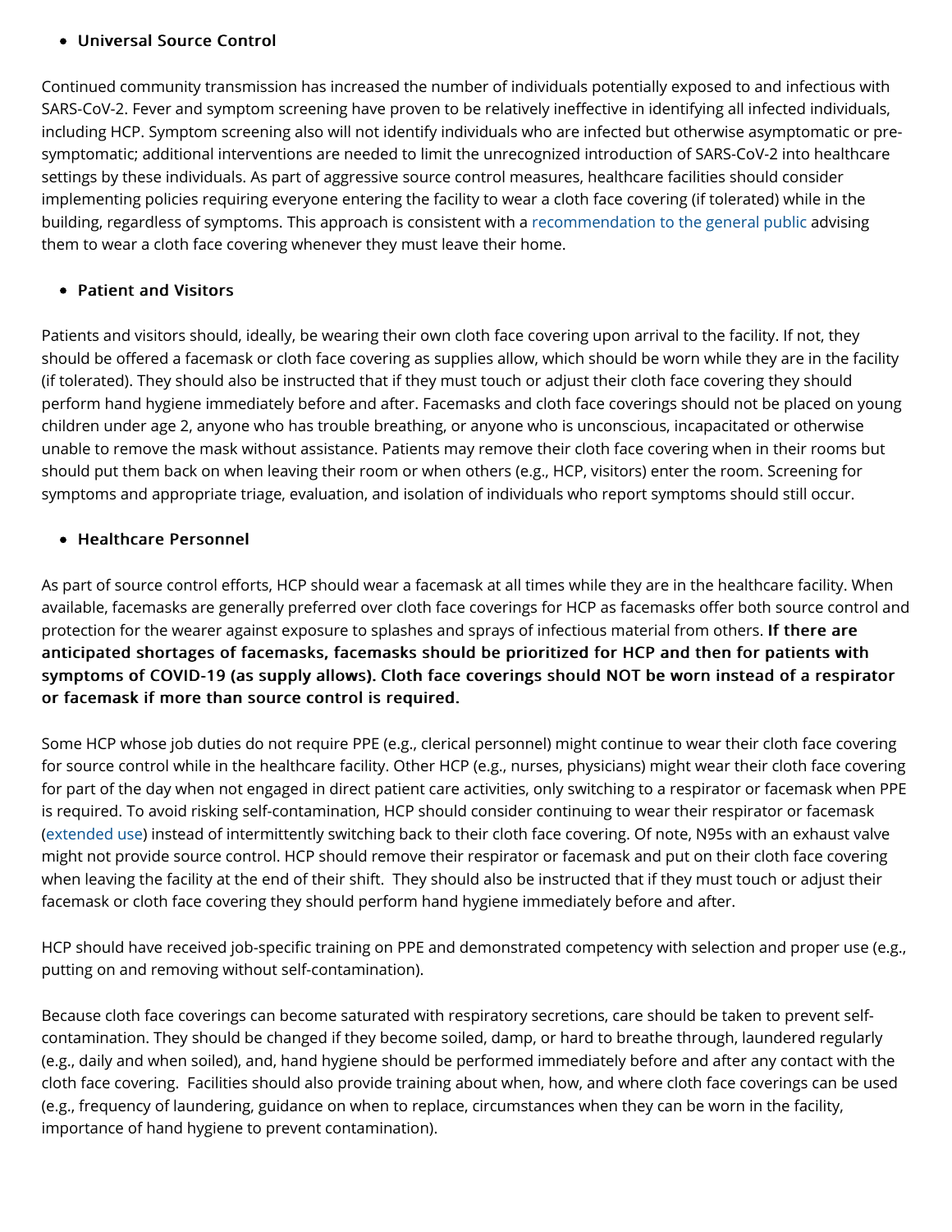- **Universal Source Control**

Continued community transmission has increased the number of individuals potentially exposed to and infectious with SARS-CoV-2. Fever and symptom screening have proven to be relatively ineffective in identifying all infected individuals, including HCP. Symptom screening also will not identify individuals who are infected but otherwise asymptomatic or pre-symptomatic; additional interventions are needed to limit the unrecognized introduction of SARS-CoV-2 into healthcare settings by these individuals. As part of aggressive source control measures, healthcare facilities should consider implementing policies requiring everyone entering the facility to wear a cloth face covering (if tolerated) while in the building, regardless of symptoms. This approach is consistent with a recommendation to the general public advising them to wear a cloth face covering whenever they must leave their home.

- **Patient and Visitors**

Patients and visitors should, ideally, be wearing their own cloth face covering upon arrival to the facility. If not, they should be offered a facemask or cloth face covering as supplies allow, which should be worn while they are in the facility (if tolerated). They should also be instructed that if they must touch or adjust their cloth face covering they should perform hand hygiene immediately before and after. Facemasks and cloth face coverings should not be placed on young children under age 2, anyone who has trouble breathing, or anyone who is unconscious, incapacitated or otherwise unable to remove the mask without assistance. Patients may remove their cloth face covering when in their rooms but should put them back on when leaving their room or when others (e.g., HCP, visitors) enter the room. Screening for symptoms and appropriate triage, evaluation, and isolation of individuals who report symptoms should still occur.

- **Healthcare Personnel**

As part of source control efforts, HCP should wear a facemask at all times while they are in the healthcare facility. When available, facemasks are generally preferred over cloth face coverings for HCP as facemasks offer both source control and protection for the wearer against exposure to splashes and sprays of infectious material from others. **If there are anticipated shortages of facemasks, facemasks should be prioritized for HCP and then for patients with symptoms of COVID-19 (as supply allows). Cloth face coverings should NOT be worn instead of a respirator or facemask if more than source control is required.**

Some HCP whose job duties do not require PPE (e.g., clerical personnel) might continue to wear their cloth face covering for source control while in the healthcare facility. Other HCP (e.g., nurses, physicians) might wear their cloth face covering for part of the day when not engaged in direct patient care activities, only switching to a respirator or facemask when PPE is required. To avoid risking self-contamination, HCP should consider continuing to wear their respirator or facemask (extended use) instead of intermittently switching back to their cloth face covering. Of note, N95s with an exhaust valve might not provide source control. HCP should remove their respirator or facemask and put on their cloth face covering when leaving the facility at the end of their shift. They should also be instructed that if they must touch or adjust their facemask or cloth face covering they should perform hand hygiene immediately before and after.

HCP should have received job-specific training on PPE and demonstrated competency with selection and proper use (e.g., putting on and removing without self-contamination).

Because cloth face coverings can become saturated with respiratory secretions, care should be taken to prevent self-contamination. They should be changed if they become soiled, damp, or hard to breathe through, laundered regularly (e.g., daily and when soiled), and, hand hygiene should be performed immediately before and after any contact with the cloth face covering. Facilities should also provide training about when, how, and where cloth face coverings can be used (e.g., frequency of laundering, guidance on when to replace, circumstances when they can be worn in the facility, importance of hand hygiene to prevent contamination).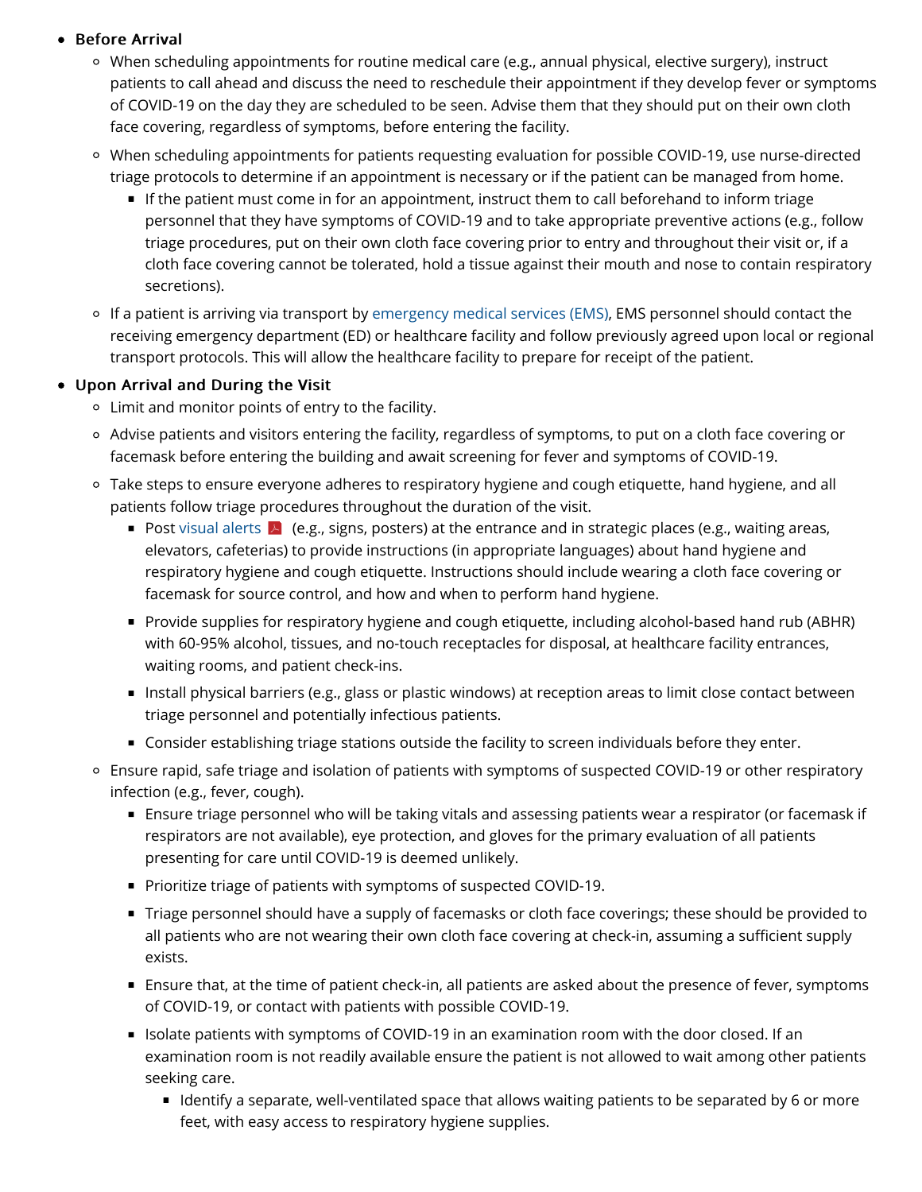- **Before Arrival**
  - When scheduling appointments for routine medical care (e.g., annual physical, elective surgery), instruct patients to call ahead and discuss the need to reschedule their appointment if they develop fever or symptoms of COVID-19 on the day they are scheduled to be seen. Advise them that they should put on their own cloth face covering, regardless of symptoms, before entering the facility.
  - When scheduling appointments for patients requesting evaluation for possible COVID-19, use nurse-directed triage protocols to determine if an appointment is necessary or if the patient can be managed from home.
    - If the patient must come in for an appointment, instruct them to call beforehand to inform triage personnel that they have symptoms of COVID-19 and to take appropriate preventive actions (e.g., follow triage procedures, put on their own cloth face covering prior to entry and throughout their visit or, if a cloth face covering cannot be tolerated, hold a tissue against their mouth and nose to contain respiratory secretions).
  - If a patient is arriving via transport by emergency medical services (EMS), EMS personnel should contact the receiving emergency department (ED) or healthcare facility and follow previously agreed upon local or regional transport protocols. This will allow the healthcare facility to prepare for receipt of the patient.
- **Upon Arrival and During the Visit**
  - Limit and monitor points of entry to the facility.
  - Advise patients and visitors entering the facility, regardless of symptoms, to put on a cloth face covering or facemask before entering the building and await screening for fever and symptoms of COVID-19.
  - Take steps to ensure everyone adheres to respiratory hygiene and cough etiquette, hand hygiene, and all patients follow triage procedures throughout the duration of the visit.
    - Post visual alerts (e.g., signs, posters) at the entrance and in strategic places (e.g., waiting areas, elevators, cafeterias) to provide instructions (in appropriate languages) about hand hygiene and respiratory hygiene and cough etiquette. Instructions should include wearing a cloth face covering or facemask for source control, and how and when to perform hand hygiene.
    - Provide supplies for respiratory hygiene and cough etiquette, including alcohol-based hand rub (ABHR) with 60-95% alcohol, tissues, and no-touch receptacles for disposal, at healthcare facility entrances, waiting rooms, and patient check-ins.
    - Install physical barriers (e.g., glass or plastic windows) at reception areas to limit close contact between triage personnel and potentially infectious patients.
    - Consider establishing triage stations outside the facility to screen individuals before they enter.
  - Ensure rapid, safe triage and isolation of patients with symptoms of suspected COVID-19 or other respiratory infection (e.g., fever, cough).
    - Ensure triage personnel who will be taking vitals and assessing patients wear a respirator (or facemask if respirators are not available), eye protection, and gloves for the primary evaluation of all patients presenting for care until COVID-19 is deemed unlikely.
    - Prioritize triage of patients with symptoms of suspected COVID-19.
    - Triage personnel should have a supply of facemasks or cloth face coverings; these should be provided to all patients who are not wearing their own cloth face covering at check-in, assuming a sufficient supply exists.
    - Ensure that, at the time of patient check-in, all patients are asked about the presence of fever, symptoms of COVID-19, or contact with patients with possible COVID-19.
    - Isolate patients with symptoms of COVID-19 in an examination room with the door closed. If an examination room is not readily available ensure the patient is not allowed to wait among other patients seeking care.
      - Identify a separate, well-ventilated space that allows waiting patients to be separated by 6 or more feet, with easy access to respiratory hygiene supplies.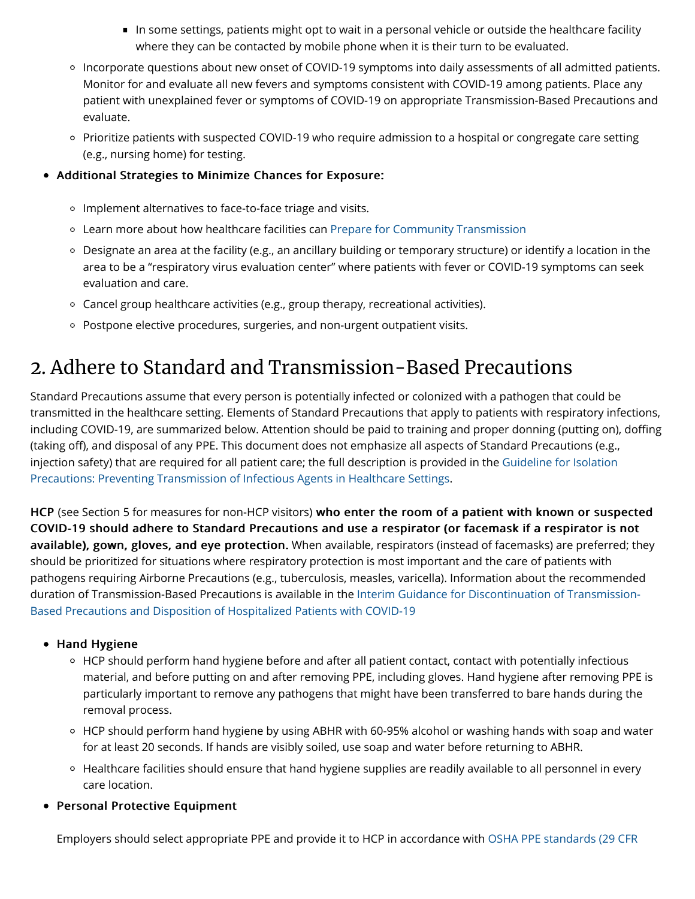- In some settings, patients might opt to wait in a personal vehicle or outside the healthcare facility where they can be contacted by mobile phone when it is their turn to be evaluated.
    - Incorporate questions about new onset of COVID-19 symptoms into daily assessments of all admitted patients. Monitor for and evaluate all new fevers and symptoms consistent with COVID-19 among patients. Place any patient with unexplained fever or symptoms of COVID-19 on appropriate Transmission-Based Precautions and evaluate.
    - Prioritize patients with suspected COVID-19 who require admission to a hospital or congregate care setting (e.g., nursing home) for testing.
- **Additional Strategies to Minimize Chances for Exposure:**
    - Implement alternatives to face-to-face triage and visits.
    - Learn more about how healthcare facilities can Prepare for Community Transmission
    - Designate an area at the facility (e.g., an ancillary building or temporary structure) or identify a location in the area to be a "respiratory virus evaluation center" where patients with fever or COVID-19 symptoms can seek evaluation and care.
    - Cancel group healthcare activities (e.g., group therapy, recreational activities).
    - Postpone elective procedures, surgeries, and non-urgent outpatient visits.

## 2. Adhere to Standard and Transmission-Based Precautions

Standard Precautions assume that every person is potentially infected or colonized with a pathogen that could be transmitted in the healthcare setting. Elements of Standard Precautions that apply to patients with respiratory infections, including COVID-19, are summarized below. Attention should be paid to training and proper donning (putting on), doffing (taking off), and disposal of any PPE. This document does not emphasize all aspects of Standard Precautions (e.g., injection safety) that are required for all patient care; the full description is provided in the Guideline for Isolation Precautions: Preventing Transmission of Infectious Agents in Healthcare Settings.

**HCP** (see Section 5 for measures for non-HCP visitors) **who enter the room of a patient with known or suspected COVID-19 should adhere to Standard Precautions and use a respirator (or facemask if a respirator is not available), gown, gloves, and eye protection.** When available, respirators (instead of facemasks) are preferred; they should be prioritized for situations where respiratory protection is most important and the care of patients with pathogens requiring Airborne Precautions (e.g., tuberculosis, measles, varicella). Information about the recommended duration of Transmission-Based Precautions is available in the Interim Guidance for Discontinuation of Transmission-Based Precautions and Disposition of Hospitalized Patients with COVID-19

- **Hand Hygiene**
    - HCP should perform hand hygiene before and after all patient contact, contact with potentially infectious material, and before putting on and after removing PPE, including gloves. Hand hygiene after removing PPE is particularly important to remove any pathogens that might have been transferred to bare hands during the removal process.
    - HCP should perform hand hygiene by using ABHR with 60-95% alcohol or washing hands with soap and water for at least 20 seconds. If hands are visibly soiled, use soap and water before returning to ABHR.
    - Healthcare facilities should ensure that hand hygiene supplies are readily available to all personnel in every care location.
- **Personal Protective Equipment**

  Employers should select appropriate PPE and provide it to HCP in accordance with OSHA PPE standards (29 CFR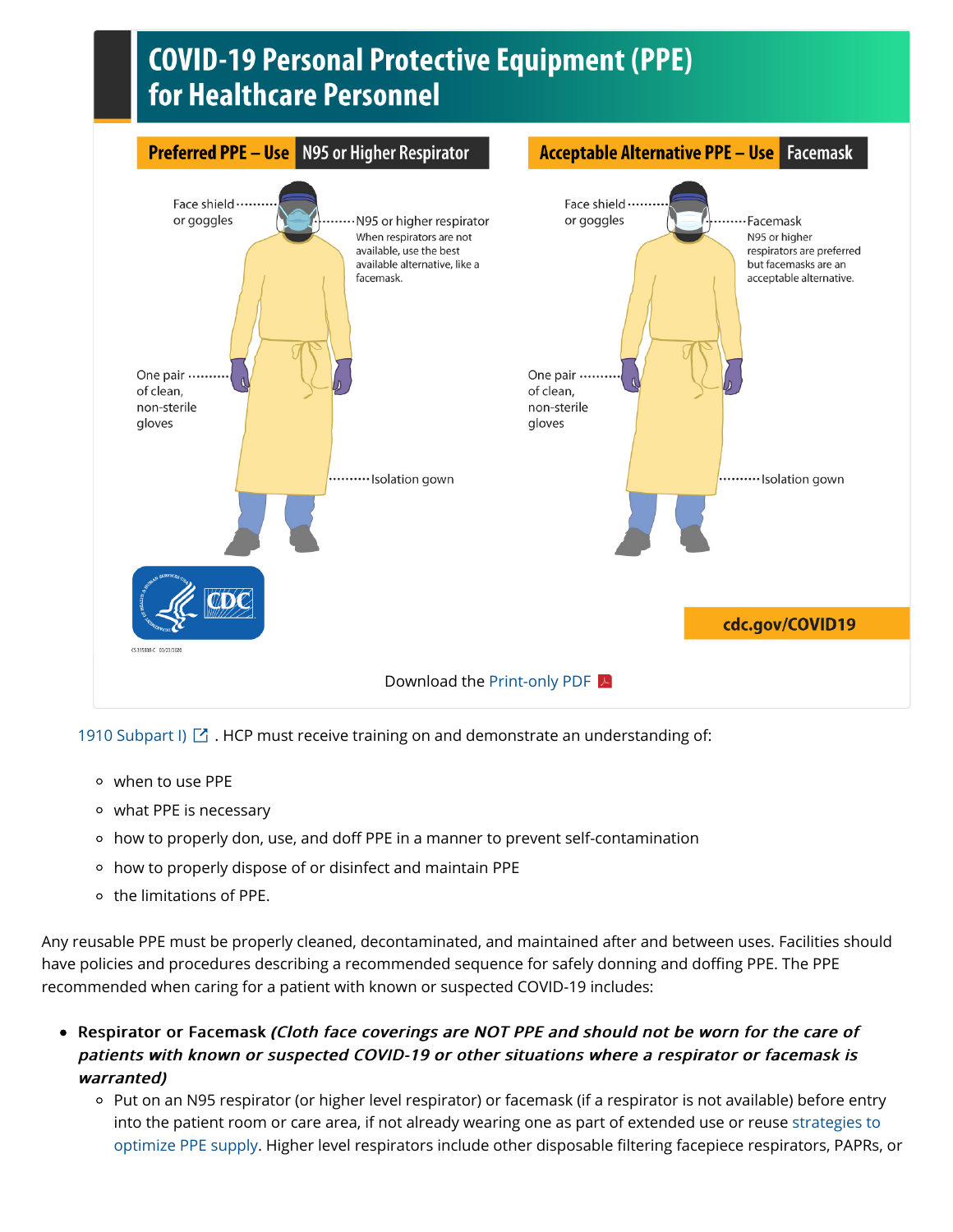## COVID-19 Personal Protective Equipment (PPE) for Healthcare Personnel

**Preferred PPE – Use N95 or Higher Respirator**

- Face shield or goggles
- N95 or higher respirator
  When respirators are not available, use the best available alternative, like a facemask.
- One pair of clean, non-sterile gloves
- Isolation gown

**Acceptable Alternative PPE – Use Facemask**

- Face shield or goggles
- Facemask
  N95 or higher respirators are preferred but facemasks are an acceptable alternative.
- One pair of clean, non-sterile gloves
- Isolation gown

cdc.gov/COVID19

CS 315838-C 03/23/2020

Download the Print-only PDF

1910 Subpart I) . HCP must receive training on and demonstrate an understanding of:

- when to use PPE
- what PPE is necessary
- how to properly don, use, and doff PPE in a manner to prevent self-contamination
- how to properly dispose of or disinfect and maintain PPE
- the limitations of PPE.

Any reusable PPE must be properly cleaned, decontaminated, and maintained after and between uses. Facilities should have policies and procedures describing a recommended sequence for safely donning and doffing PPE. The PPE recommended when caring for a patient with known or suspected COVID-19 includes:

- **Respirator or Facemask** ***(Cloth face coverings are NOT PPE and should not be worn for the care of patients with known or suspected COVID-19 or other situations where a respirator or facemask is warranted)***
  - Put on an N95 respirator (or higher level respirator) or facemask (if a respirator is not available) before entry into the patient room or care area, if not already wearing one as part of extended use or reuse strategies to optimize PPE supply. Higher level respirators include other disposable filtering facepiece respirators, PAPRs, or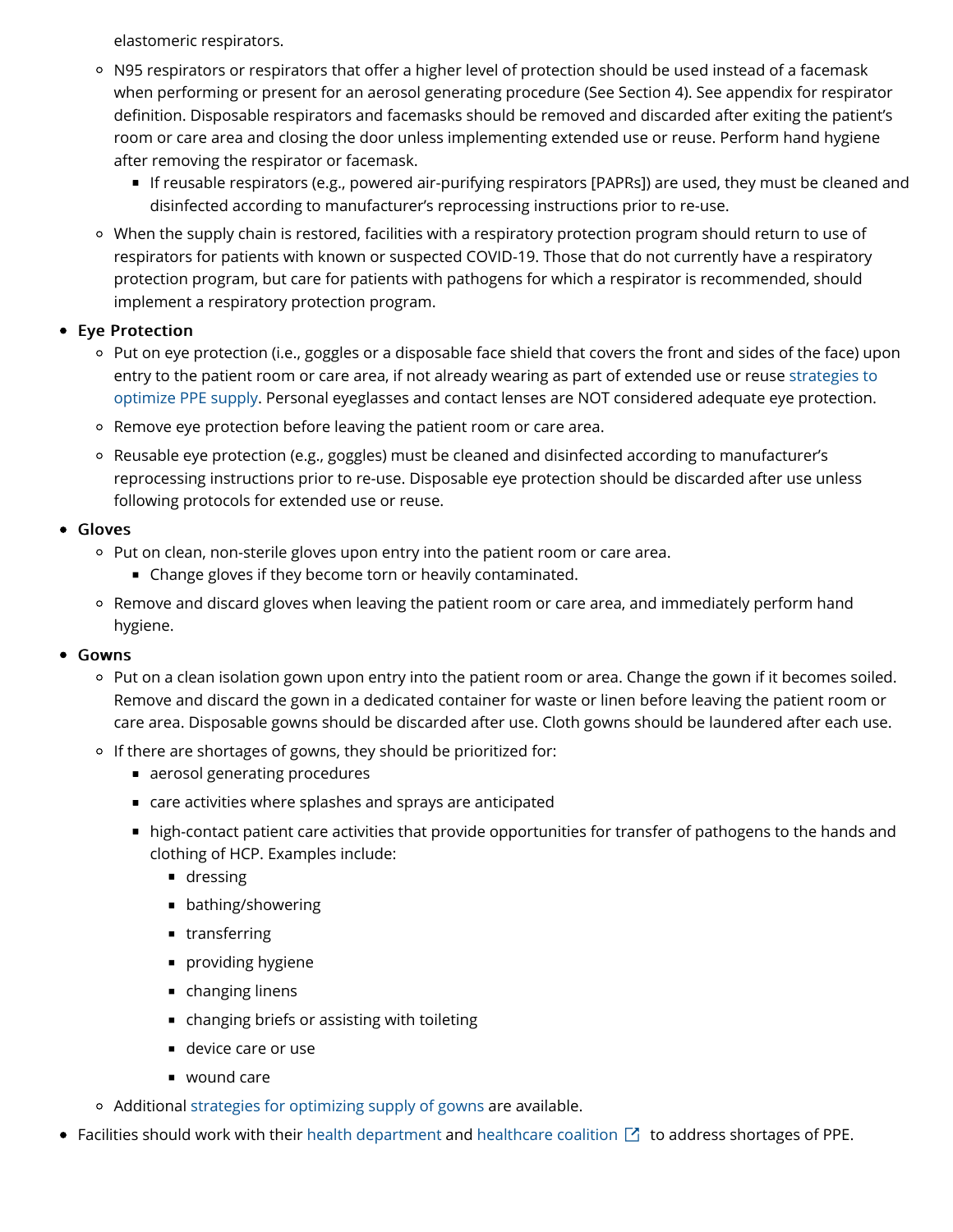elastomeric respirators.

- N95 respirators or respirators that offer a higher level of protection should be used instead of a facemask when performing or present for an aerosol generating procedure (See Section 4). See appendix for respirator definition. Disposable respirators and facemasks should be removed and discarded after exiting the patient's room or care area and closing the door unless implementing extended use or reuse. Perform hand hygiene after removing the respirator or facemask.
  - If reusable respirators (e.g., powered air-purifying respirators [PAPRs]) are used, they must be cleaned and disinfected according to manufacturer's reprocessing instructions prior to re-use.
- When the supply chain is restored, facilities with a respiratory protection program should return to use of respirators for patients with known or suspected COVID-19. Those that do not currently have a respiratory protection program, but care for patients with pathogens for which a respirator is recommended, should implement a respiratory protection program.

- **Eye Protection**
  - Put on eye protection (i.e., goggles or a disposable face shield that covers the front and sides of the face) upon entry to the patient room or care area, if not already wearing as part of extended use or reuse strategies to optimize PPE supply. Personal eyeglasses and contact lenses are NOT considered adequate eye protection.
  - Remove eye protection before leaving the patient room or care area.
  - Reusable eye protection (e.g., goggles) must be cleaned and disinfected according to manufacturer's reprocessing instructions prior to re-use. Disposable eye protection should be discarded after use unless following protocols for extended use or reuse.
- **Gloves**
  - Put on clean, non-sterile gloves upon entry into the patient room or care area.
    - Change gloves if they become torn or heavily contaminated.
  - Remove and discard gloves when leaving the patient room or care area, and immediately perform hand hygiene.
- **Gowns**
  - Put on a clean isolation gown upon entry into the patient room or area. Change the gown if it becomes soiled. Remove and discard the gown in a dedicated container for waste or linen before leaving the patient room or care area. Disposable gowns should be discarded after use. Cloth gowns should be laundered after each use.
  - If there are shortages of gowns, they should be prioritized for:
    - aerosol generating procedures
    - care activities where splashes and sprays are anticipated
    - high-contact patient care activities that provide opportunities for transfer of pathogens to the hands and clothing of HCP. Examples include:
      - dressing
      - bathing/showering
      - transferring
      - providing hygiene
      - changing linens
      - changing briefs or assisting with toileting
      - device care or use
      - wound care
  - Additional strategies for optimizing supply of gowns are available.
- Facilities should work with their health department and healthcare coalition to address shortages of PPE.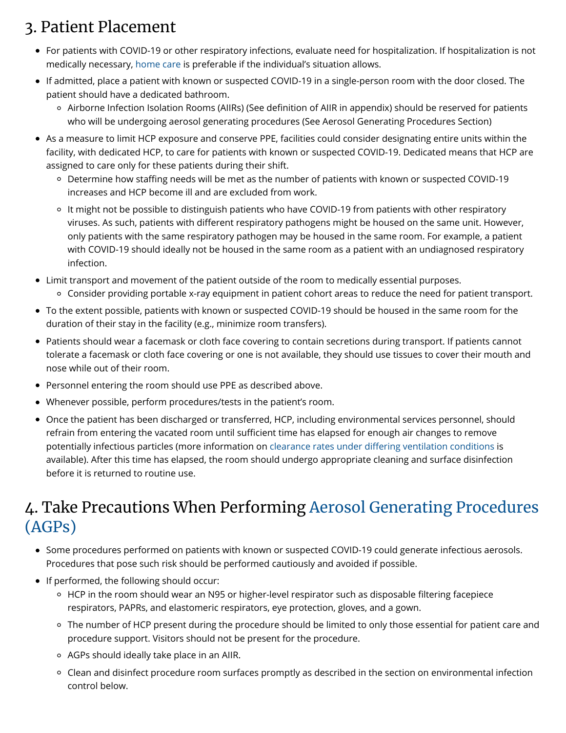## 3. Patient Placement

- For patients with COVID-19 or other respiratory infections, evaluate need for hospitalization. If hospitalization is not medically necessary, home care is preferable if the individual's situation allows.
- If admitted, place a patient with known or suspected COVID-19 in a single-person room with the door closed. The patient should have a dedicated bathroom.
    - Airborne Infection Isolation Rooms (AIIRs) (See definition of AIIR in appendix) should be reserved for patients who will be undergoing aerosol generating procedures (See Aerosol Generating Procedures Section)
- As a measure to limit HCP exposure and conserve PPE, facilities could consider designating entire units within the facility, with dedicated HCP, to care for patients with known or suspected COVID-19. Dedicated means that HCP are assigned to care only for these patients during their shift.
    - Determine how staffing needs will be met as the number of patients with known or suspected COVID-19 increases and HCP become ill and are excluded from work.
    - It might not be possible to distinguish patients who have COVID-19 from patients with other respiratory viruses. As such, patients with different respiratory pathogens might be housed on the same unit. However, only patients with the same respiratory pathogen may be housed in the same room. For example, a patient with COVID-19 should ideally not be housed in the same room as a patient with an undiagnosed respiratory infection.
- Limit transport and movement of the patient outside of the room to medically essential purposes.
    - Consider providing portable x-ray equipment in patient cohort areas to reduce the need for patient transport.
- To the extent possible, patients with known or suspected COVID-19 should be housed in the same room for the duration of their stay in the facility (e.g., minimize room transfers).
- Patients should wear a facemask or cloth face covering to contain secretions during transport. If patients cannot tolerate a facemask or cloth face covering or one is not available, they should use tissues to cover their mouth and nose while out of their room.
- Personnel entering the room should use PPE as described above.
- Whenever possible, perform procedures/tests in the patient's room.
- Once the patient has been discharged or transferred, HCP, including environmental services personnel, should refrain from entering the vacated room until sufficient time has elapsed for enough air changes to remove potentially infectious particles (more information on clearance rates under differing ventilation conditions is available). After this time has elapsed, the room should undergo appropriate cleaning and surface disinfection before it is returned to routine use.

## 4. Take Precautions When Performing Aerosol Generating Procedures (AGPs)

- Some procedures performed on patients with known or suspected COVID-19 could generate infectious aerosols. Procedures that pose such risk should be performed cautiously and avoided if possible.
- If performed, the following should occur:
    - HCP in the room should wear an N95 or higher-level respirator such as disposable filtering facepiece respirators, PAPRs, and elastomeric respirators, eye protection, gloves, and a gown.
    - The number of HCP present during the procedure should be limited to only those essential for patient care and procedure support. Visitors should not be present for the procedure.
    - AGPs should ideally take place in an AIIR.
    - Clean and disinfect procedure room surfaces promptly as described in the section on environmental infection control below.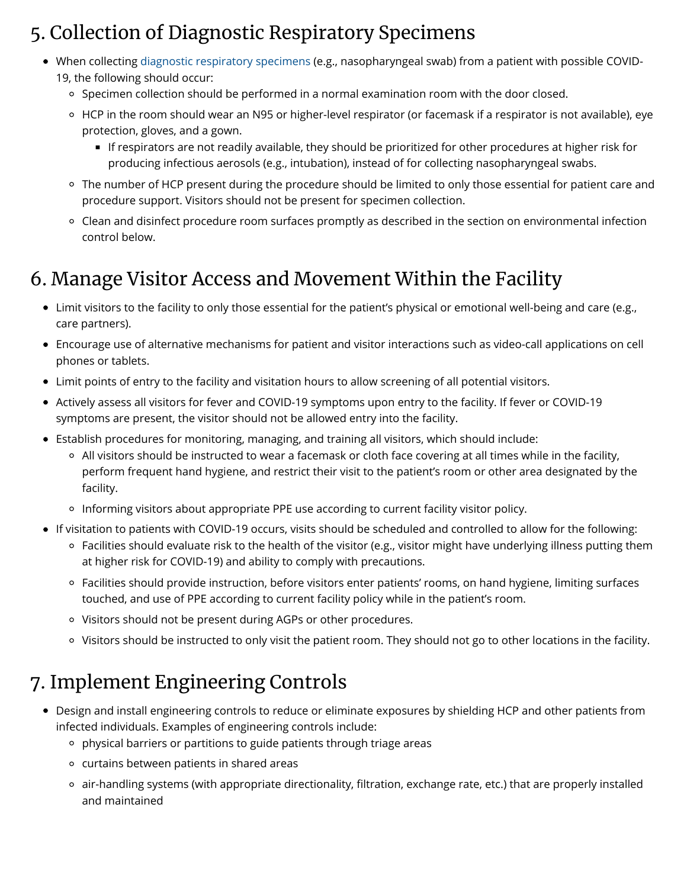## 5. Collection of Diagnostic Respiratory Specimens

- When collecting diagnostic respiratory specimens (e.g., nasopharyngeal swab) from a patient with possible COVID-19, the following should occur:
  - Specimen collection should be performed in a normal examination room with the door closed.
  - HCP in the room should wear an N95 or higher-level respirator (or facemask if a respirator is not available), eye protection, gloves, and a gown.
    - If respirators are not readily available, they should be prioritized for other procedures at higher risk for producing infectious aerosols (e.g., intubation), instead of for collecting nasopharyngeal swabs.
  - The number of HCP present during the procedure should be limited to only those essential for patient care and procedure support. Visitors should not be present for specimen collection.
  - Clean and disinfect procedure room surfaces promptly as described in the section on environmental infection control below.

## 6. Manage Visitor Access and Movement Within the Facility

- Limit visitors to the facility to only those essential for the patient's physical or emotional well-being and care (e.g., care partners).
- Encourage use of alternative mechanisms for patient and visitor interactions such as video-call applications on cell phones or tablets.
- Limit points of entry to the facility and visitation hours to allow screening of all potential visitors.
- Actively assess all visitors for fever and COVID-19 symptoms upon entry to the facility. If fever or COVID-19 symptoms are present, the visitor should not be allowed entry into the facility.
- Establish procedures for monitoring, managing, and training all visitors, which should include:
  - All visitors should be instructed to wear a facemask or cloth face covering at all times while in the facility, perform frequent hand hygiene, and restrict their visit to the patient's room or other area designated by the facility.
  - Informing visitors about appropriate PPE use according to current facility visitor policy.
- If visitation to patients with COVID-19 occurs, visits should be scheduled and controlled to allow for the following:
  - Facilities should evaluate risk to the health of the visitor (e.g., visitor might have underlying illness putting them at higher risk for COVID-19) and ability to comply with precautions.
  - Facilities should provide instruction, before visitors enter patients' rooms, on hand hygiene, limiting surfaces touched, and use of PPE according to current facility policy while in the patient's room.
  - Visitors should not be present during AGPs or other procedures.
  - Visitors should be instructed to only visit the patient room. They should not go to other locations in the facility.

## 7. Implement Engineering Controls

- Design and install engineering controls to reduce or eliminate exposures by shielding HCP and other patients from infected individuals. Examples of engineering controls include:
  - physical barriers or partitions to guide patients through triage areas
  - curtains between patients in shared areas
  - air-handling systems (with appropriate directionality, filtration, exchange rate, etc.) that are properly installed and maintained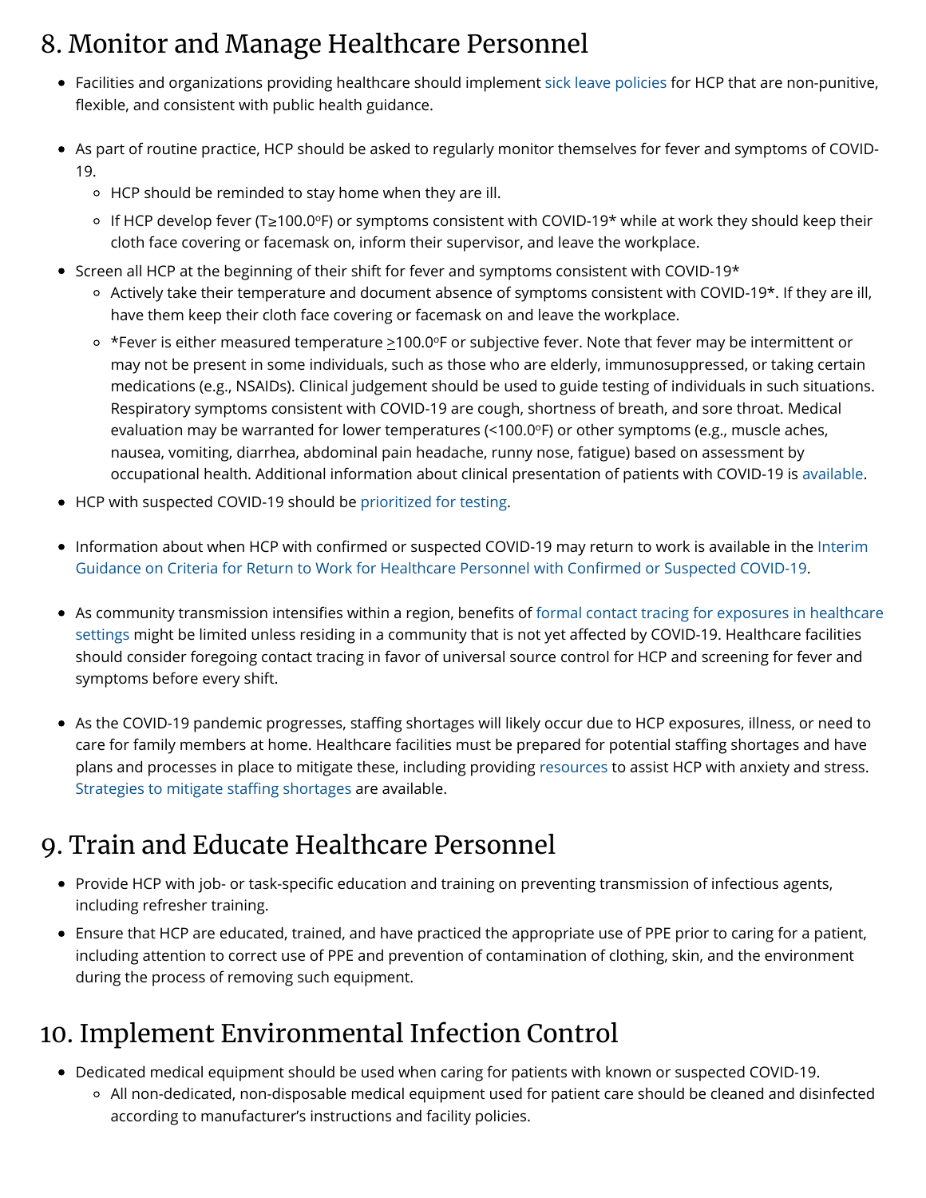## 8. Monitor and Manage Healthcare Personnel

- Facilities and organizations providing healthcare should implement sick leave policies for HCP that are non-punitive, flexible, and consistent with public health guidance.
- As part of routine practice, HCP should be asked to regularly monitor themselves for fever and symptoms of COVID-19.
  - HCP should be reminded to stay home when they are ill.
  - If HCP develop fever (T≥100.0°F) or symptoms consistent with COVID-19* while at work they should keep their cloth face covering or facemask on, inform their supervisor, and leave the workplace.
- Screen all HCP at the beginning of their shift for fever and symptoms consistent with COVID-19*
  - Actively take their temperature and document absence of symptoms consistent with COVID-19*. If they are ill, have them keep their cloth face covering or facemask on and leave the workplace.
  - *Fever is either measured temperature ≥100.0°F or subjective fever. Note that fever may be intermittent or may not be present in some individuals, such as those who are elderly, immunosuppressed, or taking certain medications (e.g., NSAIDs). Clinical judgement should be used to guide testing of individuals in such situations. Respiratory symptoms consistent with COVID-19 are cough, shortness of breath, and sore throat. Medical evaluation may be warranted for lower temperatures (<100.0°F) or other symptoms (e.g., muscle aches, nausea, vomiting, diarrhea, abdominal pain headache, runny nose, fatigue) based on assessment by occupational health. Additional information about clinical presentation of patients with COVID-19 is available.
- HCP with suspected COVID-19 should be prioritized for testing.
- Information about when HCP with confirmed or suspected COVID-19 may return to work is available in the Interim Guidance on Criteria for Return to Work for Healthcare Personnel with Confirmed or Suspected COVID-19.
- As community transmission intensifies within a region, benefits of formal contact tracing for exposures in healthcare settings might be limited unless residing in a community that is not yet affected by COVID-19. Healthcare facilities should consider foregoing contact tracing in favor of universal source control for HCP and screening for fever and symptoms before every shift.
- As the COVID-19 pandemic progresses, staffing shortages will likely occur due to HCP exposures, illness, or need to care for family members at home. Healthcare facilities must be prepared for potential staffing shortages and have plans and processes in place to mitigate these, including providing resources to assist HCP with anxiety and stress. Strategies to mitigate staffing shortages are available.

## 9. Train and Educate Healthcare Personnel

- Provide HCP with job- or task-specific education and training on preventing transmission of infectious agents, including refresher training.
- Ensure that HCP are educated, trained, and have practiced the appropriate use of PPE prior to caring for a patient, including attention to correct use of PPE and prevention of contamination of clothing, skin, and the environment during the process of removing such equipment.

## 10. Implement Environmental Infection Control

- Dedicated medical equipment should be used when caring for patients with known or suspected COVID-19.
  - All non-dedicated, non-disposable medical equipment used for patient care should be cleaned and disinfected according to manufacturer's instructions and facility policies.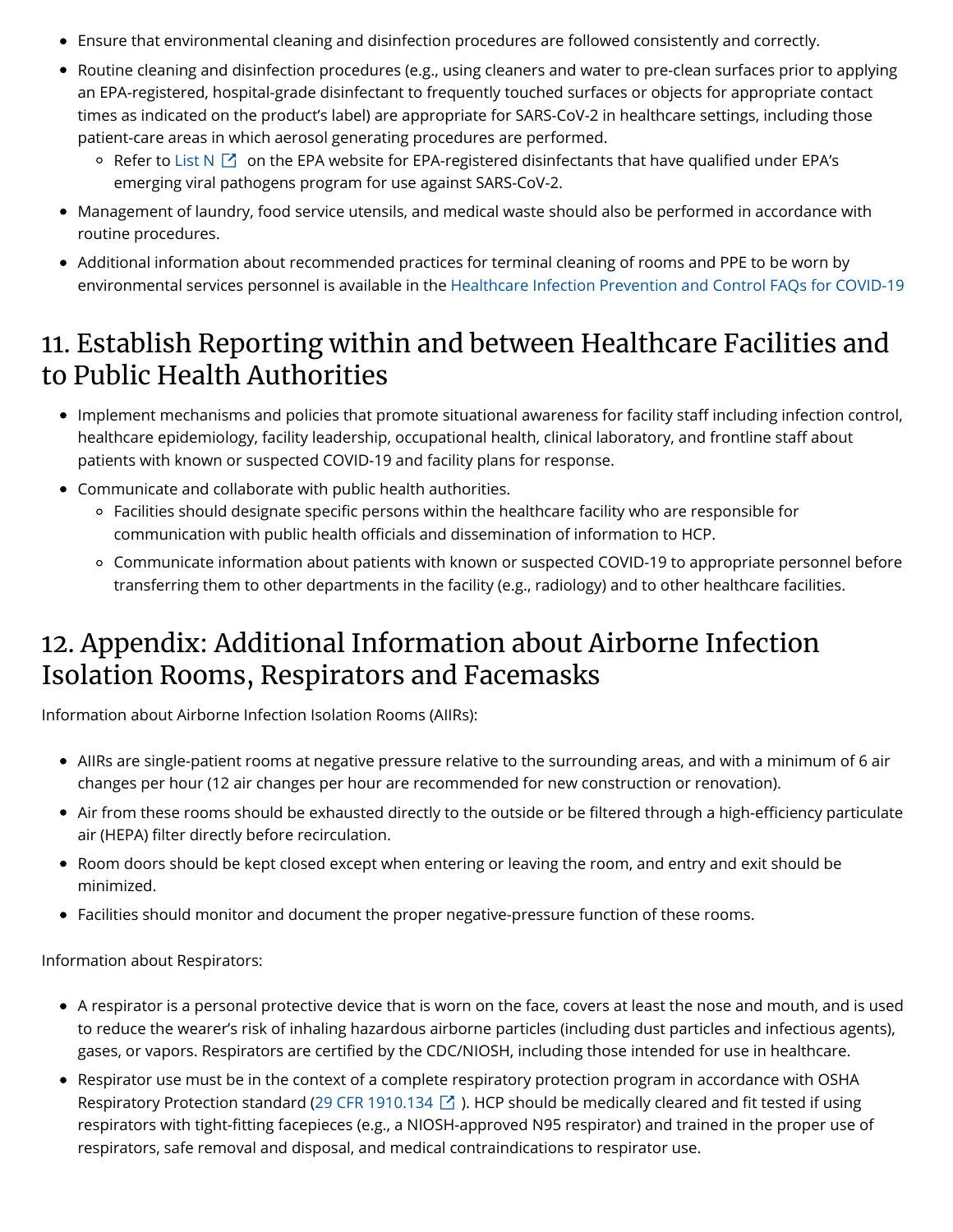- Ensure that environmental cleaning and disinfection procedures are followed consistently and correctly.
- Routine cleaning and disinfection procedures (e.g., using cleaners and water to pre-clean surfaces prior to applying an EPA-registered, hospital-grade disinfectant to frequently touched surfaces or objects for appropriate contact times as indicated on the product's label) are appropriate for SARS-CoV-2 in healthcare settings, including those patient-care areas in which aerosol generating procedures are performed.
  - Refer to List N on the EPA website for EPA-registered disinfectants that have qualified under EPA's emerging viral pathogens program for use against SARS-CoV-2.
- Management of laundry, food service utensils, and medical waste should also be performed in accordance with routine procedures.
- Additional information about recommended practices for terminal cleaning of rooms and PPE to be worn by environmental services personnel is available in the Healthcare Infection Prevention and Control FAQs for COVID-19

## 11. Establish Reporting within and between Healthcare Facilities and to Public Health Authorities

- Implement mechanisms and policies that promote situational awareness for facility staff including infection control, healthcare epidemiology, facility leadership, occupational health, clinical laboratory, and frontline staff about patients with known or suspected COVID-19 and facility plans for response.
- Communicate and collaborate with public health authorities.
  - Facilities should designate specific persons within the healthcare facility who are responsible for communication with public health officials and dissemination of information to HCP.
  - Communicate information about patients with known or suspected COVID-19 to appropriate personnel before transferring them to other departments in the facility (e.g., radiology) and to other healthcare facilities.

## 12. Appendix: Additional Information about Airborne Infection Isolation Rooms, Respirators and Facemasks

Information about Airborne Infection Isolation Rooms (AIIRs):

- AIIRs are single-patient rooms at negative pressure relative to the surrounding areas, and with a minimum of 6 air changes per hour (12 air changes per hour are recommended for new construction or renovation).
- Air from these rooms should be exhausted directly to the outside or be filtered through a high-efficiency particulate air (HEPA) filter directly before recirculation.
- Room doors should be kept closed except when entering or leaving the room, and entry and exit should be minimized.
- Facilities should monitor and document the proper negative-pressure function of these rooms.

Information about Respirators:

- A respirator is a personal protective device that is worn on the face, covers at least the nose and mouth, and is used to reduce the wearer's risk of inhaling hazardous airborne particles (including dust particles and infectious agents), gases, or vapors. Respirators are certified by the CDC/NIOSH, including those intended for use in healthcare.
- Respirator use must be in the context of a complete respiratory protection program in accordance with OSHA Respiratory Protection standard (29 CFR 1910.134 ). HCP should be medically cleared and fit tested if using respirators with tight-fitting facepieces (e.g., a NIOSH-approved N95 respirator) and trained in the proper use of respirators, safe removal and disposal, and medical contraindications to respirator use.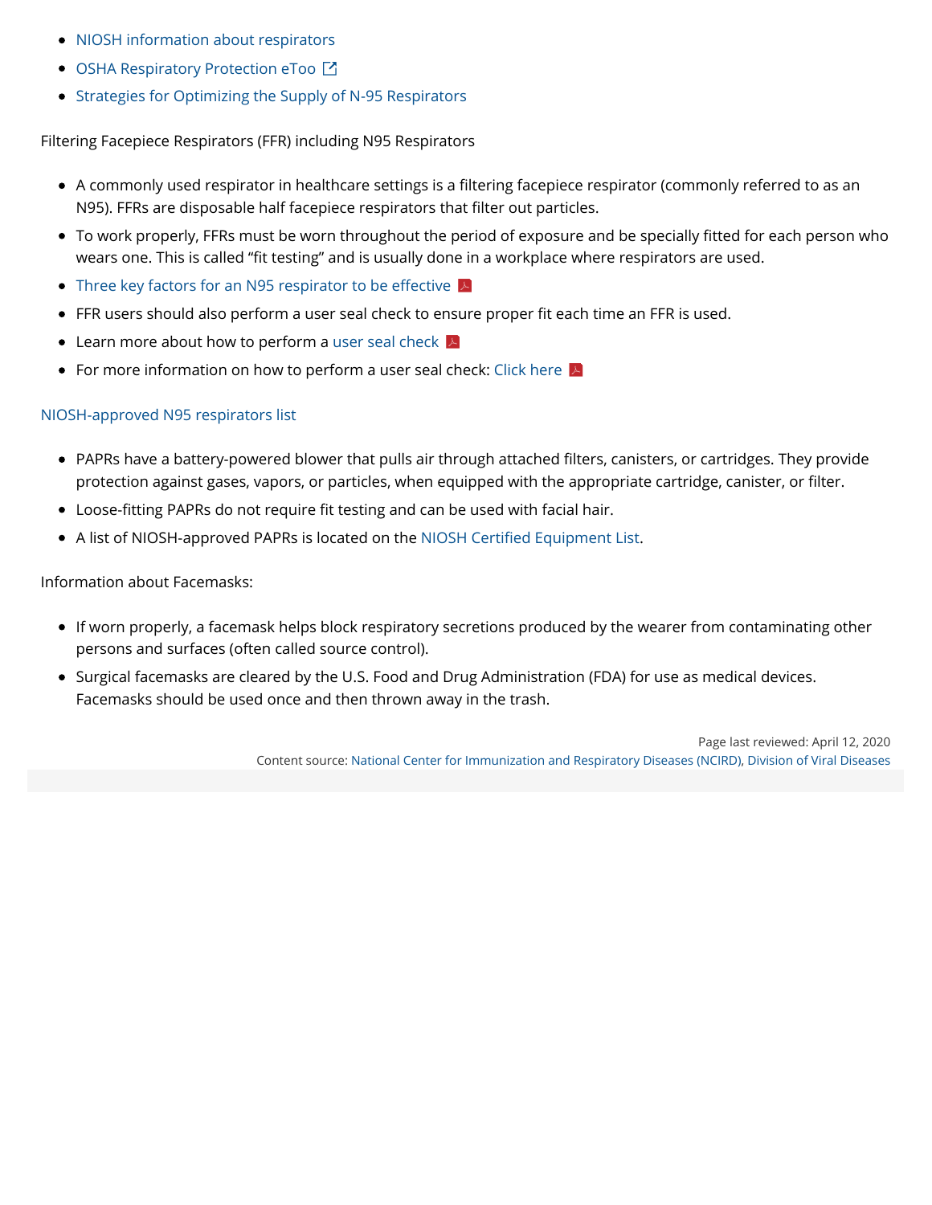- NIOSH information about respirators
- OSHA Respiratory Protection eToo
- Strategies for Optimizing the Supply of N-95 Respirators

Filtering Facepiece Respirators (FFR) including N95 Respirators

- A commonly used respirator in healthcare settings is a filtering facepiece respirator (commonly referred to as an N95). FFRs are disposable half facepiece respirators that filter out particles.
- To work properly, FFRs must be worn throughout the period of exposure and be specially fitted for each person who wears one. This is called “fit testing” and is usually done in a workplace where respirators are used.
- Three key factors for an N95 respirator to be effective
- FFR users should also perform a user seal check to ensure proper fit each time an FFR is used.
- Learn more about how to perform a user seal check
- For more information on how to perform a user seal check: Click here

NIOSH-approved N95 respirators list

- PAPRs have a battery-powered blower that pulls air through attached filters, canisters, or cartridges. They provide protection against gases, vapors, or particles, when equipped with the appropriate cartridge, canister, or filter.
- Loose-fitting PAPRs do not require fit testing and can be used with facial hair.
- A list of NIOSH-approved PAPRs is located on the NIOSH Certified Equipment List.

Information about Facemasks:

- If worn properly, a facemask helps block respiratory secretions produced by the wearer from contaminating other persons and surfaces (often called source control).
- Surgical facemasks are cleared by the U.S. Food and Drug Administration (FDA) for use as medical devices. Facemasks should be used once and then thrown away in the trash.

Page last reviewed: April 12, 2020

Content source: National Center for Immunization and Respiratory Diseases (NCIRD), Division of Viral Diseases